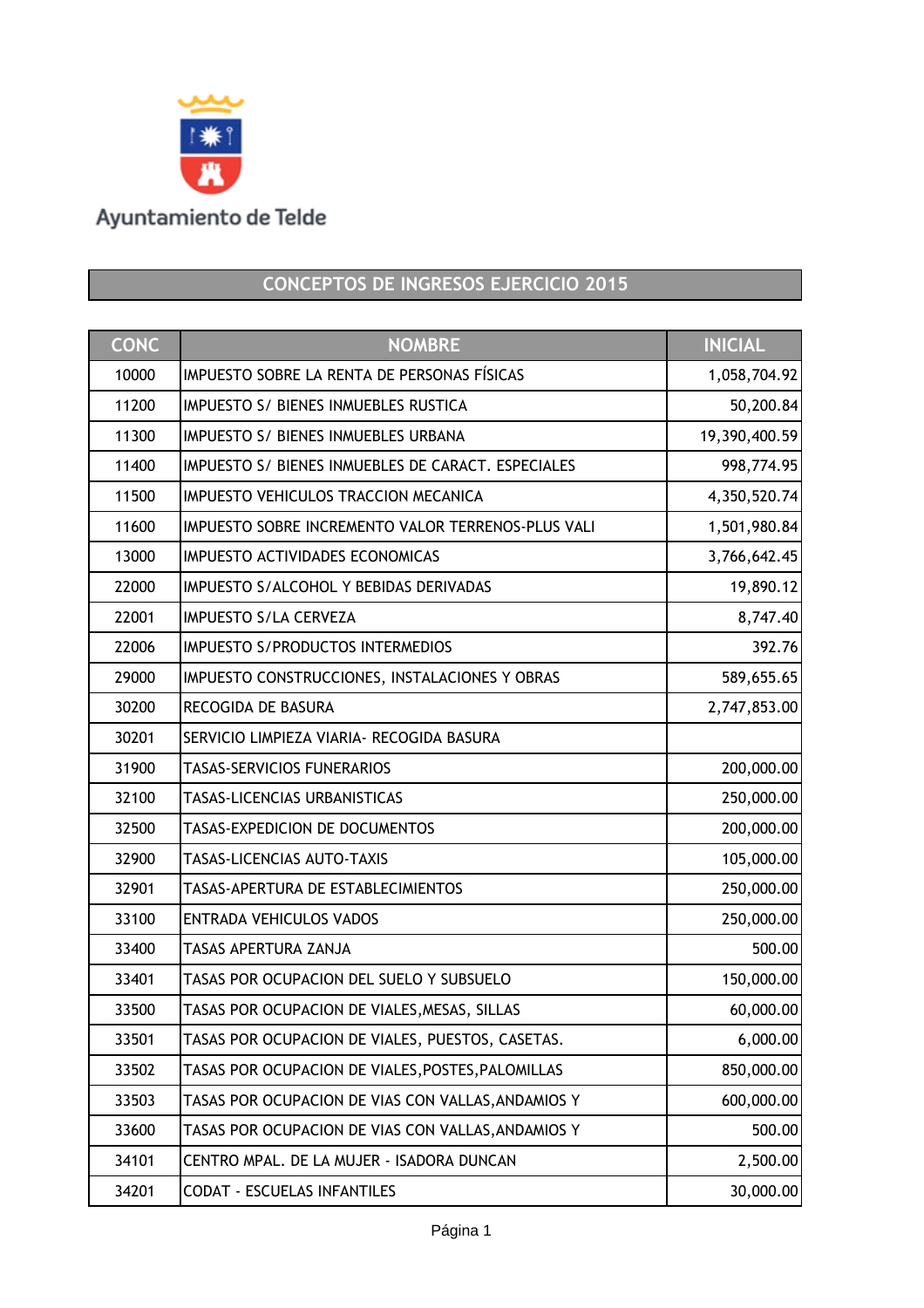Ayuntamiento de Telde

## CONCEPTOS DE INGRESOS EJERCICIO 2015

| CONC | NOMBRE | INICIAL |
|---|---|---|
| 10000 | IMPUESTO SOBRE LA RENTA DE PERSONAS FÍSICAS | 1,058,704.92 |
| 11200 | IMPUESTO S/ BIENES INMUEBLES RUSTICA | 50,200.84 |
| 11300 | IMPUESTO S/ BIENES INMUEBLES URBANA | 19,390,400.59 |
| 11400 | IMPUESTO S/ BIENES INMUEBLES DE CARACT. ESPECIALES | 998,774.95 |
| 11500 | IMPUESTO VEHICULOS TRACCION MECANICA | 4,350,520.74 |
| 11600 | IMPUESTO SOBRE INCREMENTO VALOR TERRENOS-PLUS VALI | 1,501,980.84 |
| 13000 | IMPUESTO ACTIVIDADES ECONOMICAS | 3,766,642.45 |
| 22000 | IMPUESTO S/ALCOHOL Y BEBIDAS DERIVADAS | 19,890.12 |
| 22001 | IMPUESTO S/LA CERVEZA | 8,747.40 |
| 22006 | IMPUESTO S/PRODUCTOS INTERMEDIOS | 392.76 |
| 29000 | IMPUESTO CONSTRUCCIONES, INSTALACIONES Y OBRAS | 589,655.65 |
| 30200 | RECOGIDA DE BASURA | 2,747,853.00 |
| 30201 | SERVICIO LIMPIEZA VIARIA- RECOGIDA BASURA | |
| 31900 | TASAS-SERVICIOS FUNERARIOS | 200,000.00 |
| 32100 | TASAS-LICENCIAS URBANISTICAS | 250,000.00 |
| 32500 | TASAS-EXPEDICION DE DOCUMENTOS | 200,000.00 |
| 32900 | TASAS-LICENCIAS AUTO-TAXIS | 105,000.00 |
| 32901 | TASAS-APERTURA DE ESTABLECIMIENTOS | 250,000.00 |
| 33100 | ENTRADA VEHICULOS VADOS | 250,000.00 |
| 33400 | TASAS APERTURA ZANJA | 500.00 |
| 33401 | TASAS POR OCUPACION DEL SUELO Y SUBSUELO | 150,000.00 |
| 33500 | TASAS POR OCUPACION DE VIALES,MESAS, SILLAS | 60,000.00 |
| 33501 | TASAS POR OCUPACION DE VIALES, PUESTOS, CASETAS. | 6,000.00 |
| 33502 | TASAS POR OCUPACION DE VIALES,POSTES,PALOMILLAS | 850,000.00 |
| 33503 | TASAS POR OCUPACION DE VIAS CON VALLAS,ANDAMIOS Y | 600,000.00 |
| 33600 | TASAS POR OCUPACION DE VIAS CON VALLAS,ANDAMIOS Y | 500.00 |
| 34101 | CENTRO MPAL. DE LA MUJER - ISADORA DUNCAN | 2,500.00 |
| 34201 | CODAT - ESCUELAS INFANTILES | 30,000.00 |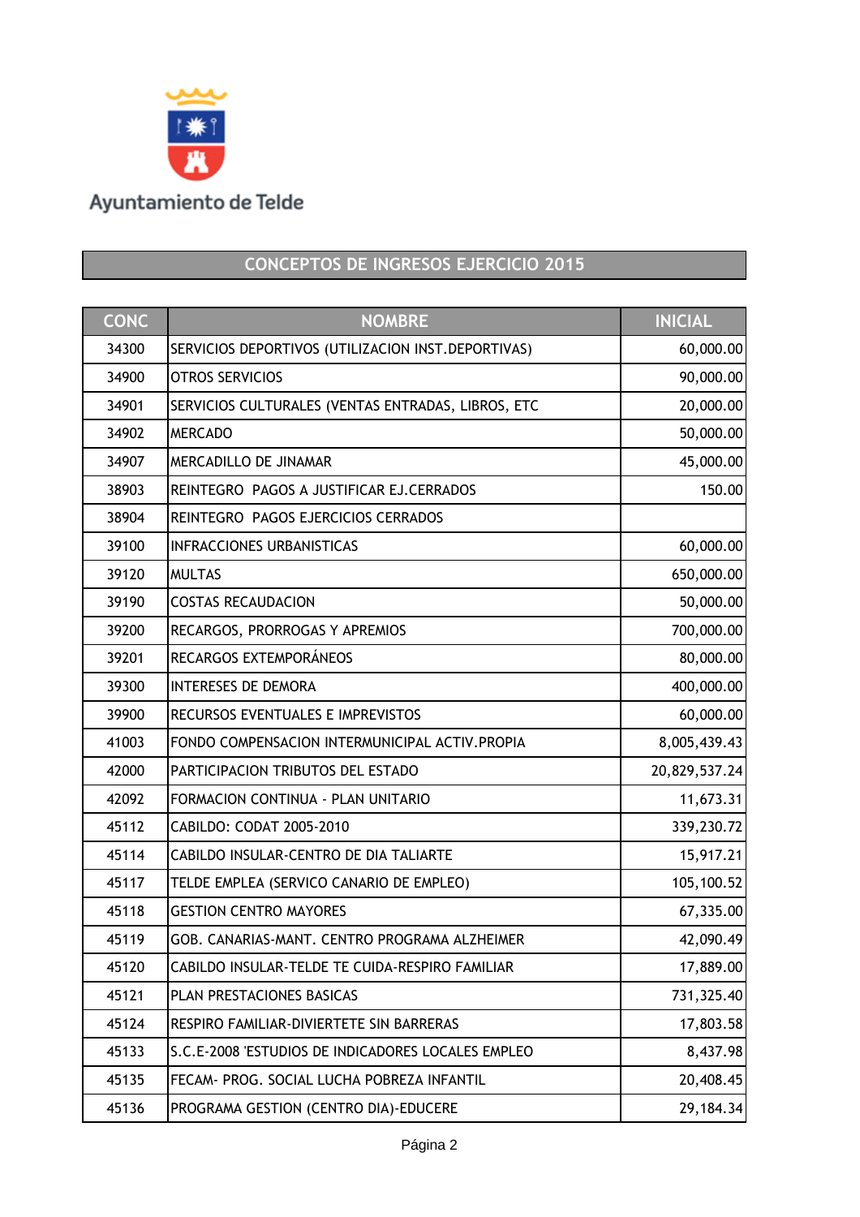Ayuntamiento de Telde

## CONCEPTOS DE INGRESOS EJERCICIO 2015

| CONC | NOMBRE | INICIAL |
|---|---|---|
| 34300 | SERVICIOS DEPORTIVOS (UTILIZACION INST.DEPORTIVAS) | 60,000.00 |
| 34900 | OTROS SERVICIOS | 90,000.00 |
| 34901 | SERVICIOS CULTURALES (VENTAS ENTRADAS, LIBROS, ETC | 20,000.00 |
| 34902 | MERCADO | 50,000.00 |
| 34907 | MERCADILLO DE JINAMAR | 45,000.00 |
| 38903 | REINTEGRO PAGOS A JUSTIFICAR EJ.CERRADOS | 150.00 |
| 38904 | REINTEGRO PAGOS EJERCICIOS CERRADOS | |
| 39100 | INFRACCIONES URBANISTICAS | 60,000.00 |
| 39120 | MULTAS | 650,000.00 |
| 39190 | COSTAS RECAUDACION | 50,000.00 |
| 39200 | RECARGOS, PRORROGAS Y APREMIOS | 700,000.00 |
| 39201 | RECARGOS EXTEMPORÁNEOS | 80,000.00 |
| 39300 | INTERESES DE DEMORA | 400,000.00 |
| 39900 | RECURSOS EVENTUALES E IMPREVISTOS | 60,000.00 |
| 41003 | FONDO COMPENSACION INTERMUNICIPAL ACTIV.PROPIA | 8,005,439.43 |
| 42000 | PARTICIPACION TRIBUTOS DEL ESTADO | 20,829,537.24 |
| 42092 | FORMACION CONTINUA - PLAN UNITARIO | 11,673.31 |
| 45112 | CABILDO: CODAT 2005-2010 | 339,230.72 |
| 45114 | CABILDO INSULAR-CENTRO DE DIA TALIARTE | 15,917.21 |
| 45117 | TELDE EMPLEA (SERVICO CANARIO DE EMPLEO) | 105,100.52 |
| 45118 | GESTION CENTRO MAYORES | 67,335.00 |
| 45119 | GOB. CANARIAS-MANT. CENTRO PROGRAMA ALZHEIMER | 42,090.49 |
| 45120 | CABILDO INSULAR-TELDE TE CUIDA-RESPIRO FAMILIAR | 17,889.00 |
| 45121 | PLAN PRESTACIONES BASICAS | 731,325.40 |
| 45124 | RESPIRO FAMILIAR-DIVIERTETE SIN BARRERAS | 17,803.58 |
| 45133 | S.C.E-2008 'ESTUDIOS DE INDICADORES LOCALES EMPLEO | 8,437.98 |
| 45135 | FECAM- PROG. SOCIAL LUCHA POBREZA INFANTIL | 20,408.45 |
| 45136 | PROGRAMA GESTION (CENTRO DIA)-EDUCERE | 29,184.34 |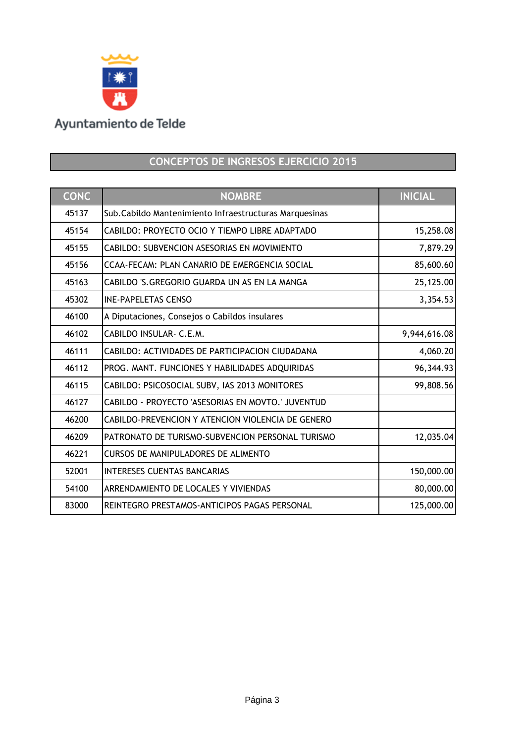Ayuntamiento de Telde

## CONCEPTOS DE INGRESOS EJERCICIO 2015

| CONC | NOMBRE | INICIAL |
|---|---|---|
| 45137 | Sub.Cabildo Mantenimiento Infraestructuras Marquesinas | |
| 45154 | CABILDO: PROYECTO OCIO Y TIEMPO LIBRE ADAPTADO | 15,258.08 |
| 45155 | CABILDO: SUBVENCION ASESORIAS EN MOVIMIENTO | 7,879.29 |
| 45156 | CCAA-FECAM: PLAN CANARIO DE EMERGENCIA SOCIAL | 85,600.60 |
| 45163 | CABILDO 'S.GREGORIO GUARDA UN AS EN LA MANGA | 25,125.00 |
| 45302 | INE-PAPELETAS CENSO | 3,354.53 |
| 46100 | A Diputaciones, Consejos o Cabildos insulares | |
| 46102 | CABILDO INSULAR- C.E.M. | 9,944,616.08 |
| 46111 | CABILDO: ACTIVIDADES DE PARTICIPACION CIUDADANA | 4,060.20 |
| 46112 | PROG. MANT. FUNCIONES Y HABILIDADES ADQUIRIDAS | 96,344.93 |
| 46115 | CABILDO: PSICOSOCIAL SUBV, IAS 2013 MONITORES | 99,808.56 |
| 46127 | CABILDO - PROYECTO 'ASESORIAS EN MOVTO.' JUVENTUD | |
| 46200 | CABILDO-PREVENCION Y ATENCION VIOLENCIA DE GENERO | |
| 46209 | PATRONATO DE TURISMO-SUBVENCION PERSONAL TURISMO | 12,035.04 |
| 46221 | CURSOS DE MANIPULADORES DE ALIMENTO | |
| 52001 | INTERESES CUENTAS BANCARIAS | 150,000.00 |
| 54100 | ARRENDAMIENTO DE LOCALES Y VIVIENDAS | 80,000.00 |
| 83000 | REINTEGRO PRESTAMOS-ANTICIPOS PAGAS PERSONAL | 125,000.00 |